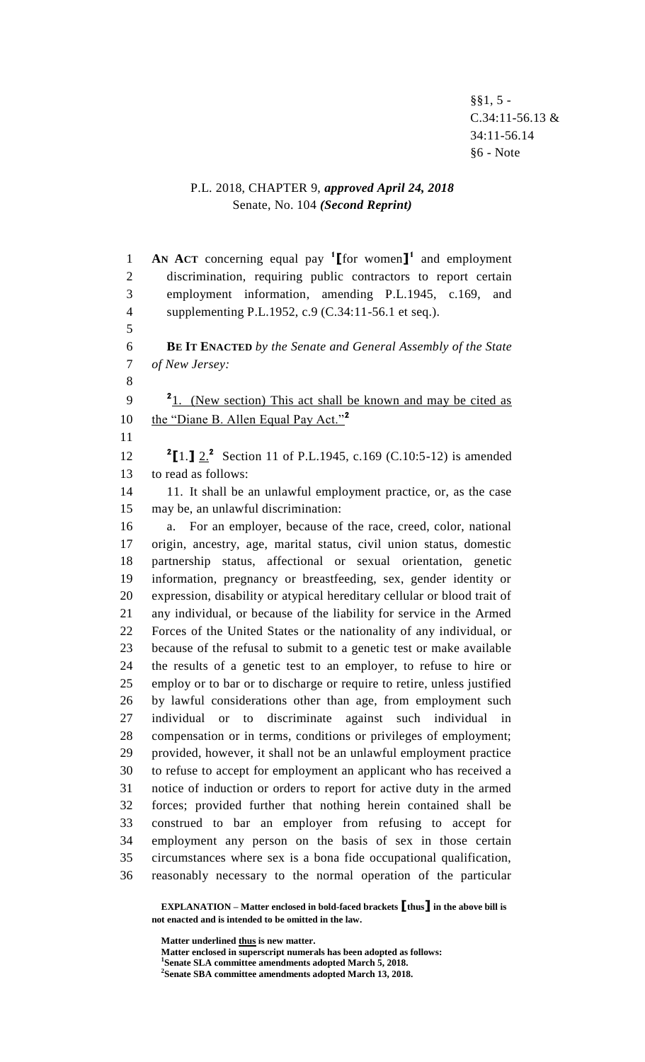§§1, 5 -
C.34:11-56.13 &
34:11-56.14
§6 - Note

P.L. 2018, CHAPTER 9, ***approved April 24, 2018***
Senate, No. 104 ***(Second Reprint)***

**AN ACT** concerning equal pay [1]**[**for women**]**[1] and employment discrimination, requiring public contractors to report certain employment information, amending P.L.1945, c.169, and supplementing P.L.1952, c.9 (C.34:11-56.1 et seq.).

**BE IT ENACTED** *by the Senate and General Assembly of the State of New Jersey:*

[2]1. (New section) This act shall be known and may be cited as the "Diane B. Allen Equal Pay Act."[2]

[2]**[**1.**]** 2.[2] Section 11 of P.L.1945, c.169 (C.10:5-12) is amended to read as follows:

11. It shall be an unlawful employment practice, or, as the case may be, an unlawful discrimination:

a. For an employer, because of the race, creed, color, national origin, ancestry, age, marital status, civil union status, domestic partnership status, affectional or sexual orientation, genetic information, pregnancy or breastfeeding, sex, gender identity or expression, disability or atypical hereditary cellular or blood trait of any individual, or because of the liability for service in the Armed Forces of the United States or the nationality of any individual, or because of the refusal to submit to a genetic test or make available the results of a genetic test to an employer, to refuse to hire or employ or to bar or to discharge or require to retire, unless justified by lawful considerations other than age, from employment such individual or to discriminate against such individual in compensation or in terms, conditions or privileges of employment; provided, however, it shall not be an unlawful employment practice to refuse to accept for employment an applicant who has received a notice of induction or orders to report for active duty in the armed forces; provided further that nothing herein contained shall be construed to bar an employer from refusing to accept for employment any person on the basis of sex in those certain circumstances where sex is a bona fide occupational qualification, reasonably necessary to the normal operation of the particular

**EXPLANATION – Matter enclosed in bold-faced brackets [thus] in the above bill is not enacted and is intended to be omitted in the law.**

**Matter underlined thus is new matter.**
**Matter enclosed in superscript numerals has been adopted as follows:**
[1]**Senate SLA committee amendments adopted March 5, 2018.**
[2]**Senate SBA committee amendments adopted March 13, 2018.**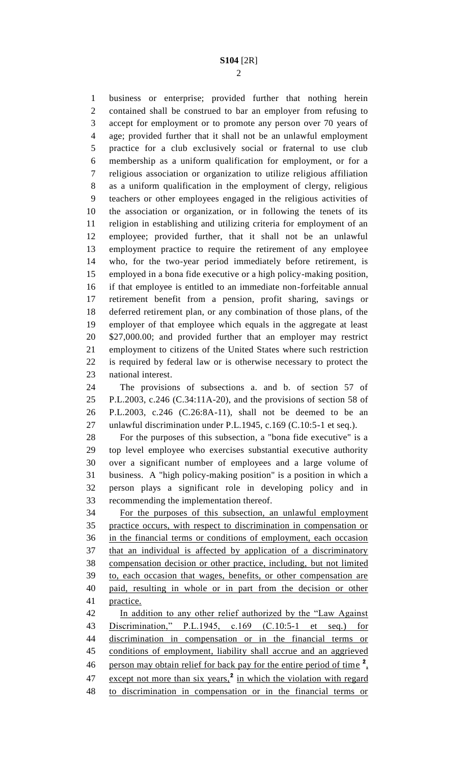business or enterprise; provided further that nothing herein contained shall be construed to bar an employer from refusing to accept for employment or to promote any person over 70 years of age; provided further that it shall not be an unlawful employment practice for a club exclusively social or fraternal to use club membership as a uniform qualification for employment, or for a religious association or organization to utilize religious affiliation as a uniform qualification in the employment of clergy, religious teachers or other employees engaged in the religious activities of the association or organization, or in following the tenets of its religion in establishing and utilizing criteria for employment of an employee; provided further, that it shall not be an unlawful employment practice to require the retirement of any employee who, for the two-year period immediately before retirement, is employed in a bona fide executive or a high policy-making position, if that employee is entitled to an immediate non-forfeitable annual retirement benefit from a pension, profit sharing, savings or deferred retirement plan, or any combination of those plans, of the employer of that employee which equals in the aggregate at least $27,000.00; and provided further that an employer may restrict employment to citizens of the United States where such restriction is required by federal law or is otherwise necessary to protect the national interest.

The provisions of subsections a. and b. of section 57 of P.L.2003, c.246 (C.34:11A-20), and the provisions of section 58 of P.L.2003, c.246 (C.26:8A-11), shall not be deemed to be an unlawful discrimination under P.L.1945, c.169 (C.10:5-1 et seq.).

For the purposes of this subsection, a "bona fide executive" is a top level employee who exercises substantial executive authority over a significant number of employees and a large volume of business. A "high policy-making position" is a position in which a person plays a significant role in developing policy and in recommending the implementation thereof.

For the purposes of this subsection, an unlawful employment practice occurs, with respect to discrimination in compensation or in the financial terms or conditions of employment, each occasion that an individual is affected by application of a discriminatory compensation decision or other practice, including, but not limited to, each occasion that wages, benefits, or other compensation are paid, resulting in whole or in part from the decision or other practice.

In addition to any other relief authorized by the "Law Against Discrimination," P.L.1945, c.169 (C.10:5-1 et seq.) for discrimination in compensation or in the financial terms or conditions of employment, liability shall accrue and an aggrieved person may obtain relief for back pay for the entire period of time [2], except not more than six years,[2] in which the violation with regard to discrimination in compensation or in the financial terms or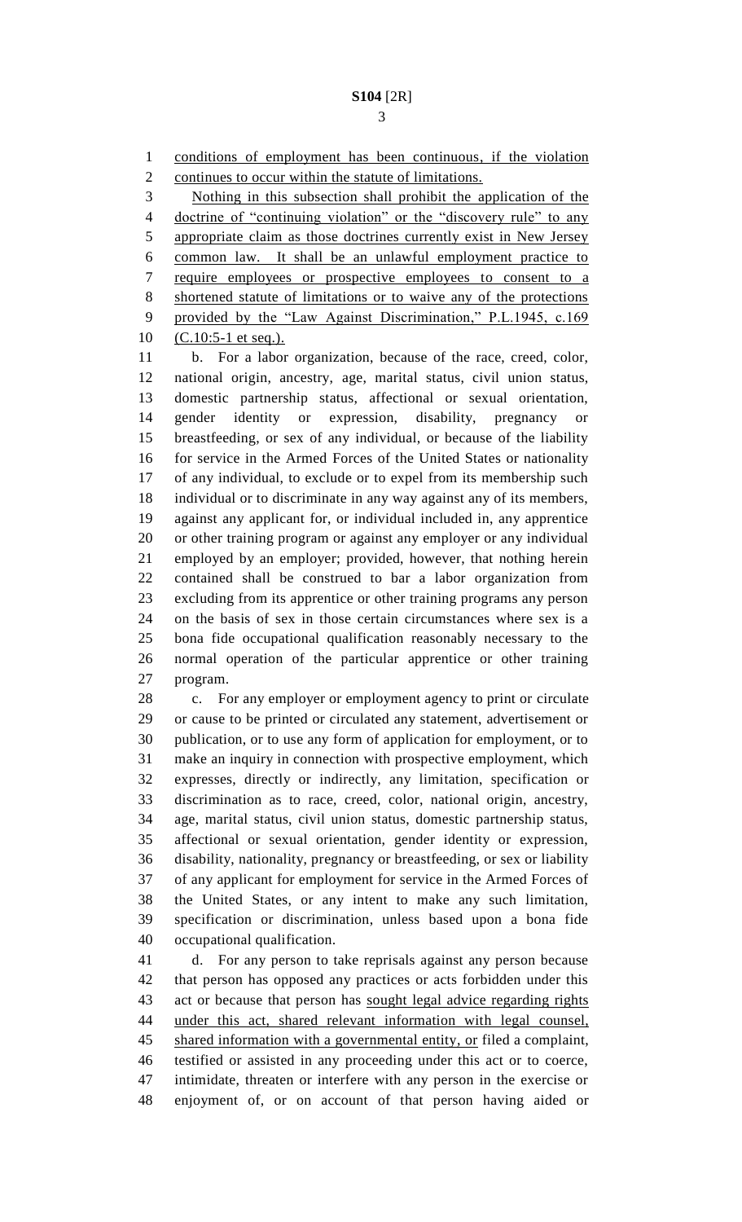conditions of employment has been continuous, if the violation continues to occur within the statute of limitations.

Nothing in this subsection shall prohibit the application of the doctrine of "continuing violation" or the "discovery rule" to any appropriate claim as those doctrines currently exist in New Jersey common law. It shall be an unlawful employment practice to require employees or prospective employees to consent to a shortened statute of limitations or to waive any of the protections provided by the "Law Against Discrimination," P.L.1945, c.169 (C.10:5-1 et seq.).

b. For a labor organization, because of the race, creed, color, national origin, ancestry, age, marital status, civil union status, domestic partnership status, affectional or sexual orientation, gender identity or expression, disability, pregnancy or breastfeeding, or sex of any individual, or because of the liability for service in the Armed Forces of the United States or nationality of any individual, to exclude or to expel from its membership such individual or to discriminate in any way against any of its members, against any applicant for, or individual included in, any apprentice or other training program or against any employer or any individual employed by an employer; provided, however, that nothing herein contained shall be construed to bar a labor organization from excluding from its apprentice or other training programs any person on the basis of sex in those certain circumstances where sex is a bona fide occupational qualification reasonably necessary to the normal operation of the particular apprentice or other training program.

c. For any employer or employment agency to print or circulate or cause to be printed or circulated any statement, advertisement or publication, or to use any form of application for employment, or to make an inquiry in connection with prospective employment, which expresses, directly or indirectly, any limitation, specification or discrimination as to race, creed, color, national origin, ancestry, age, marital status, civil union status, domestic partnership status, affectional or sexual orientation, gender identity or expression, disability, nationality, pregnancy or breastfeeding, or sex or liability of any applicant for employment for service in the Armed Forces of the United States, or any intent to make any such limitation, specification or discrimination, unless based upon a bona fide occupational qualification.

d. For any person to take reprisals against any person because that person has opposed any practices or acts forbidden under this act or because that person has sought legal advice regarding rights under this act, shared relevant information with legal counsel, shared information with a governmental entity, or filed a complaint, testified or assisted in any proceeding under this act or to coerce, intimidate, threaten or interfere with any person in the exercise or enjoyment of, or on account of that person having aided or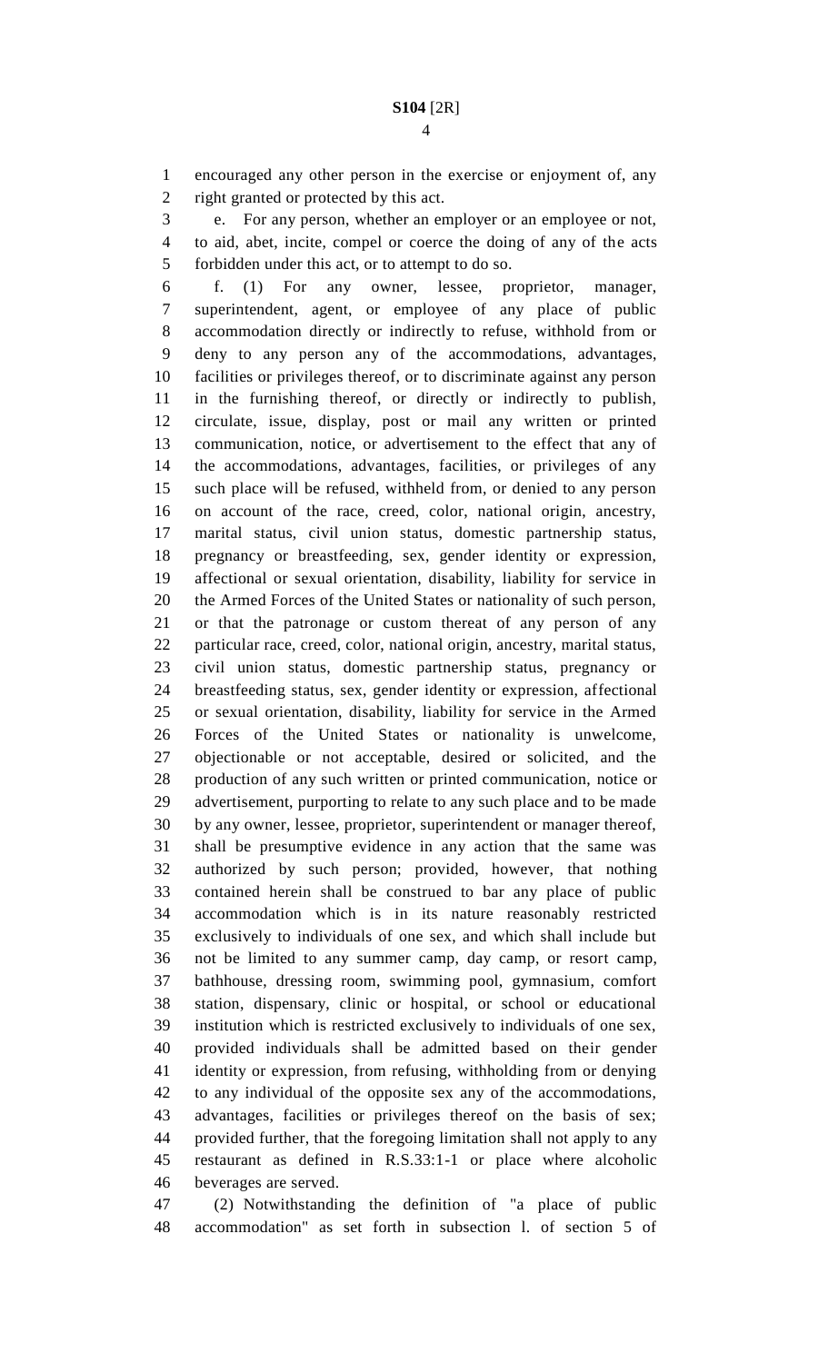encouraged any other person in the exercise or enjoyment of, any right granted or protected by this act.

e. For any person, whether an employer or an employee or not, to aid, abet, incite, compel or coerce the doing of any of the acts forbidden under this act, or to attempt to do so.

f. (1) For any owner, lessee, proprietor, manager, superintendent, agent, or employee of any place of public accommodation directly or indirectly to refuse, withhold from or deny to any person any of the accommodations, advantages, facilities or privileges thereof, or to discriminate against any person in the furnishing thereof, or directly or indirectly to publish, circulate, issue, display, post or mail any written or printed communication, notice, or advertisement to the effect that any of the accommodations, advantages, facilities, or privileges of any such place will be refused, withheld from, or denied to any person on account of the race, creed, color, national origin, ancestry, marital status, civil union status, domestic partnership status, pregnancy or breastfeeding, sex, gender identity or expression, affectional or sexual orientation, disability, liability for service in the Armed Forces of the United States or nationality of such person, or that the patronage or custom thereat of any person of any particular race, creed, color, national origin, ancestry, marital status, civil union status, domestic partnership status, pregnancy or breastfeeding status, sex, gender identity or expression, affectional or sexual orientation, disability, liability for service in the Armed Forces of the United States or nationality is unwelcome, objectionable or not acceptable, desired or solicited, and the production of any such written or printed communication, notice or advertisement, purporting to relate to any such place and to be made by any owner, lessee, proprietor, superintendent or manager thereof, shall be presumptive evidence in any action that the same was authorized by such person; provided, however, that nothing contained herein shall be construed to bar any place of public accommodation which is in its nature reasonably restricted exclusively to individuals of one sex, and which shall include but not be limited to any summer camp, day camp, or resort camp, bathhouse, dressing room, swimming pool, gymnasium, comfort station, dispensary, clinic or hospital, or school or educational institution which is restricted exclusively to individuals of one sex, provided individuals shall be admitted based on their gender identity or expression, from refusing, withholding from or denying to any individual of the opposite sex any of the accommodations, advantages, facilities or privileges thereof on the basis of sex; provided further, that the foregoing limitation shall not apply to any restaurant as defined in R.S.33:1-1 or place where alcoholic beverages are served.

(2) Notwithstanding the definition of "a place of public accommodation" as set forth in subsection l. of section 5 of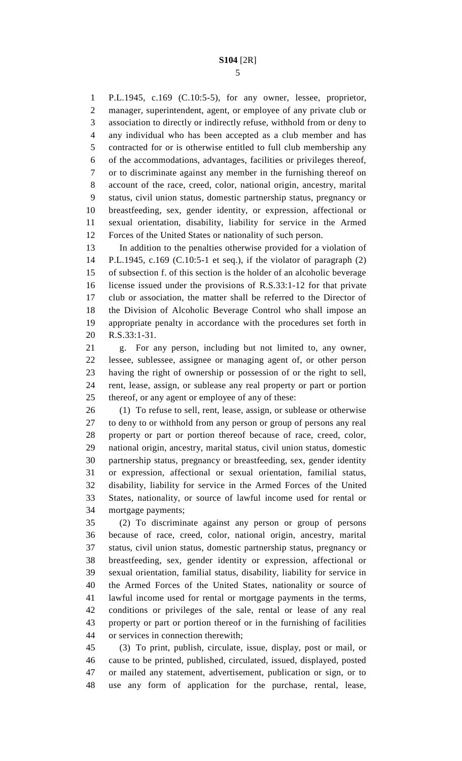P.L.1945, c.169 (C.10:5-5), for any owner, lessee, proprietor, manager, superintendent, agent, or employee of any private club or association to directly or indirectly refuse, withhold from or deny to any individual who has been accepted as a club member and has contracted for or is otherwise entitled to full club membership any of the accommodations, advantages, facilities or privileges thereof, or to discriminate against any member in the furnishing thereof on account of the race, creed, color, national origin, ancestry, marital status, civil union status, domestic partnership status, pregnancy or breastfeeding, sex, gender identity, or expression, affectional or sexual orientation, disability, liability for service in the Armed Forces of the United States or nationality of such person.

In addition to the penalties otherwise provided for a violation of P.L.1945, c.169 (C.10:5-1 et seq.), if the violator of paragraph (2) of subsection f. of this section is the holder of an alcoholic beverage license issued under the provisions of R.S.33:1-12 for that private club or association, the matter shall be referred to the Director of the Division of Alcoholic Beverage Control who shall impose an appropriate penalty in accordance with the procedures set forth in R.S.33:1-31.

g. For any person, including but not limited to, any owner, lessee, sublessee, assignee or managing agent of, or other person having the right of ownership or possession of or the right to sell, rent, lease, assign, or sublease any real property or part or portion thereof, or any agent or employee of any of these:

(1) To refuse to sell, rent, lease, assign, or sublease or otherwise to deny to or withhold from any person or group of persons any real property or part or portion thereof because of race, creed, color, national origin, ancestry, marital status, civil union status, domestic partnership status, pregnancy or breastfeeding, sex, gender identity or expression, affectional or sexual orientation, familial status, disability, liability for service in the Armed Forces of the United States, nationality, or source of lawful income used for rental or mortgage payments;

(2) To discriminate against any person or group of persons because of race, creed, color, national origin, ancestry, marital status, civil union status, domestic partnership status, pregnancy or breastfeeding, sex, gender identity or expression, affectional or sexual orientation, familial status, disability, liability for service in the Armed Forces of the United States, nationality or source of lawful income used for rental or mortgage payments in the terms, conditions or privileges of the sale, rental or lease of any real property or part or portion thereof or in the furnishing of facilities or services in connection therewith;

(3) To print, publish, circulate, issue, display, post or mail, or cause to be printed, published, circulated, issued, displayed, posted or mailed any statement, advertisement, publication or sign, or to use any form of application for the purchase, rental, lease,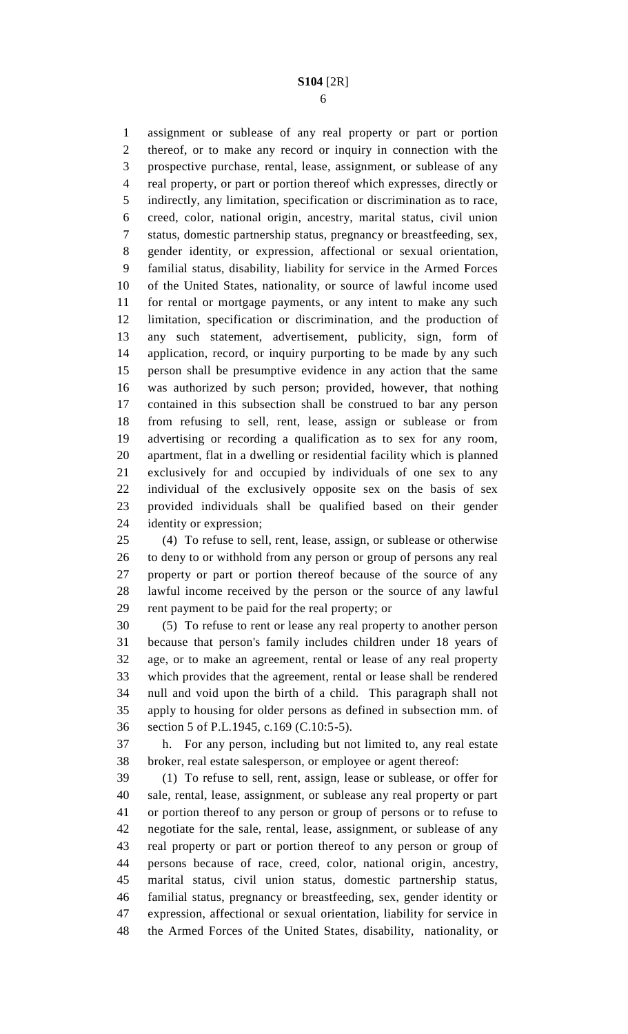assignment or sublease of any real property or part or portion thereof, or to make any record or inquiry in connection with the prospective purchase, rental, lease, assignment, or sublease of any real property, or part or portion thereof which expresses, directly or indirectly, any limitation, specification or discrimination as to race, creed, color, national origin, ancestry, marital status, civil union status, domestic partnership status, pregnancy or breastfeeding, sex, gender identity, or expression, affectional or sexual orientation, familial status, disability, liability for service in the Armed Forces of the United States, nationality, or source of lawful income used for rental or mortgage payments, or any intent to make any such limitation, specification or discrimination, and the production of any such statement, advertisement, publicity, sign, form of application, record, or inquiry purporting to be made by any such person shall be presumptive evidence in any action that the same was authorized by such person; provided, however, that nothing contained in this subsection shall be construed to bar any person from refusing to sell, rent, lease, assign or sublease or from advertising or recording a qualification as to sex for any room, apartment, flat in a dwelling or residential facility which is planned exclusively for and occupied by individuals of one sex to any individual of the exclusively opposite sex on the basis of sex provided individuals shall be qualified based on their gender identity or expression;

(4) To refuse to sell, rent, lease, assign, or sublease or otherwise to deny to or withhold from any person or group of persons any real property or part or portion thereof because of the source of any lawful income received by the person or the source of any lawful rent payment to be paid for the real property; or

(5) To refuse to rent or lease any real property to another person because that person's family includes children under 18 years of age, or to make an agreement, rental or lease of any real property which provides that the agreement, rental or lease shall be rendered null and void upon the birth of a child. This paragraph shall not apply to housing for older persons as defined in subsection mm. of section 5 of P.L.1945, c.169 (C.10:5-5).

h. For any person, including but not limited to, any real estate broker, real estate salesperson, or employee or agent thereof:

(1) To refuse to sell, rent, assign, lease or sublease, or offer for sale, rental, lease, assignment, or sublease any real property or part or portion thereof to any person or group of persons or to refuse to negotiate for the sale, rental, lease, assignment, or sublease of any real property or part or portion thereof to any person or group of persons because of race, creed, color, national origin, ancestry, marital status, civil union status, domestic partnership status, familial status, pregnancy or breastfeeding, sex, gender identity or expression, affectional or sexual orientation, liability for service in the Armed Forces of the United States, disability, nationality, or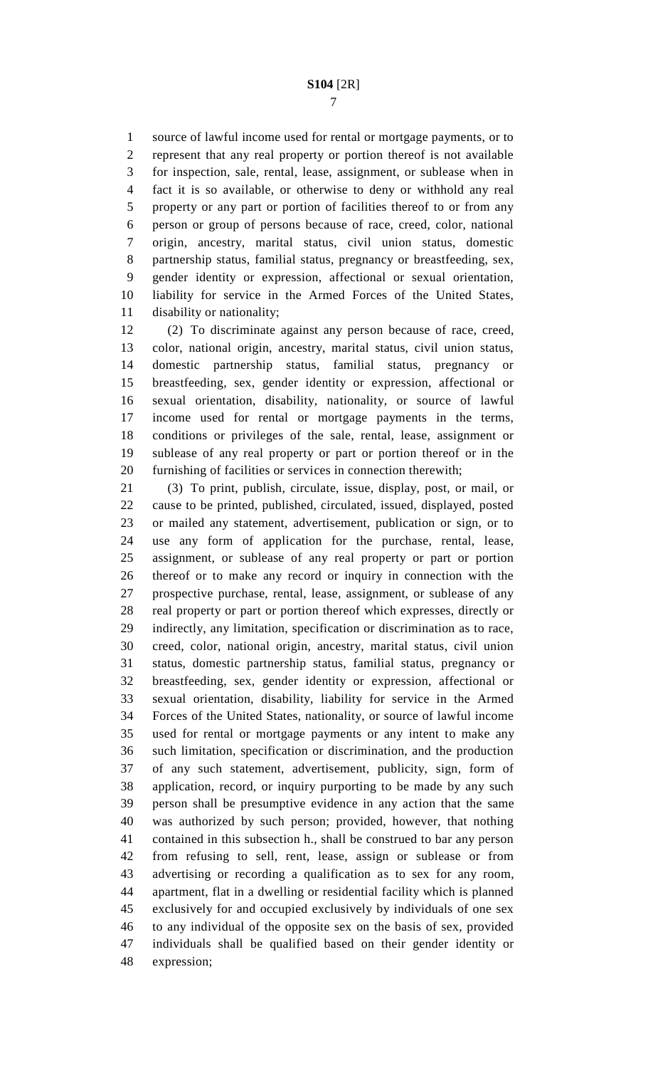source of lawful income used for rental or mortgage payments, or to represent that any real property or portion thereof is not available for inspection, sale, rental, lease, assignment, or sublease when in fact it is so available, or otherwise to deny or withhold any real property or any part or portion of facilities thereof to or from any person or group of persons because of race, creed, color, national origin, ancestry, marital status, civil union status, domestic partnership status, familial status, pregnancy or breastfeeding, sex, gender identity or expression, affectional or sexual orientation, liability for service in the Armed Forces of the United States, disability or nationality;

(2) To discriminate against any person because of race, creed, color, national origin, ancestry, marital status, civil union status, domestic partnership status, familial status, pregnancy or breastfeeding, sex, gender identity or expression, affectional or sexual orientation, disability, nationality, or source of lawful income used for rental or mortgage payments in the terms, conditions or privileges of the sale, rental, lease, assignment or sublease of any real property or part or portion thereof or in the furnishing of facilities or services in connection therewith;

(3) To print, publish, circulate, issue, display, post, or mail, or cause to be printed, published, circulated, issued, displayed, posted or mailed any statement, advertisement, publication or sign, or to use any form of application for the purchase, rental, lease, assignment, or sublease of any real property or part or portion thereof or to make any record or inquiry in connection with the prospective purchase, rental, lease, assignment, or sublease of any real property or part or portion thereof which expresses, directly or indirectly, any limitation, specification or discrimination as to race, creed, color, national origin, ancestry, marital status, civil union status, domestic partnership status, familial status, pregnancy or breastfeeding, sex, gender identity or expression, affectional or sexual orientation, disability, liability for service in the Armed Forces of the United States, nationality, or source of lawful income used for rental or mortgage payments or any intent to make any such limitation, specification or discrimination, and the production of any such statement, advertisement, publicity, sign, form of application, record, or inquiry purporting to be made by any such person shall be presumptive evidence in any action that the same was authorized by such person; provided, however, that nothing contained in this subsection h., shall be construed to bar any person from refusing to sell, rent, lease, assign or sublease or from advertising or recording a qualification as to sex for any room, apartment, flat in a dwelling or residential facility which is planned exclusively for and occupied exclusively by individuals of one sex to any individual of the opposite sex on the basis of sex, provided individuals shall be qualified based on their gender identity or expression;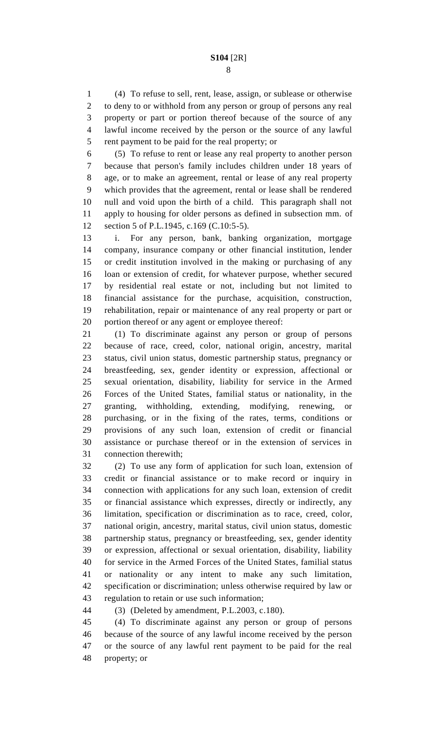(4) To refuse to sell, rent, lease, assign, or sublease or otherwise to deny to or withhold from any person or group of persons any real property or part or portion thereof because of the source of any lawful income received by the person or the source of any lawful rent payment to be paid for the real property; or

(5) To refuse to rent or lease any real property to another person because that person's family includes children under 18 years of age, or to make an agreement, rental or lease of any real property which provides that the agreement, rental or lease shall be rendered null and void upon the birth of a child. This paragraph shall not apply to housing for older persons as defined in subsection mm. of section 5 of P.L.1945, c.169 (C.10:5-5).

i. For any person, bank, banking organization, mortgage company, insurance company or other financial institution, lender or credit institution involved in the making or purchasing of any loan or extension of credit, for whatever purpose, whether secured by residential real estate or not, including but not limited to financial assistance for the purchase, acquisition, construction, rehabilitation, repair or maintenance of any real property or part or portion thereof or any agent or employee thereof:

(1) To discriminate against any person or group of persons because of race, creed, color, national origin, ancestry, marital status, civil union status, domestic partnership status, pregnancy or breastfeeding, sex, gender identity or expression, affectional or sexual orientation, disability, liability for service in the Armed Forces of the United States, familial status or nationality, in the granting, withholding, extending, modifying, renewing, or purchasing, or in the fixing of the rates, terms, conditions or provisions of any such loan, extension of credit or financial assistance or purchase thereof or in the extension of services in connection therewith;

(2) To use any form of application for such loan, extension of credit or financial assistance or to make record or inquiry in connection with applications for any such loan, extension of credit or financial assistance which expresses, directly or indirectly, any limitation, specification or discrimination as to race, creed, color, national origin, ancestry, marital status, civil union status, domestic partnership status, pregnancy or breastfeeding, sex, gender identity or expression, affectional or sexual orientation, disability, liability for service in the Armed Forces of the United States, familial status or nationality or any intent to make any such limitation, specification or discrimination; unless otherwise required by law or regulation to retain or use such information;

(3) (Deleted by amendment, P.L.2003, c.180).

(4) To discriminate against any person or group of persons because of the source of any lawful income received by the person or the source of any lawful rent payment to be paid for the real property; or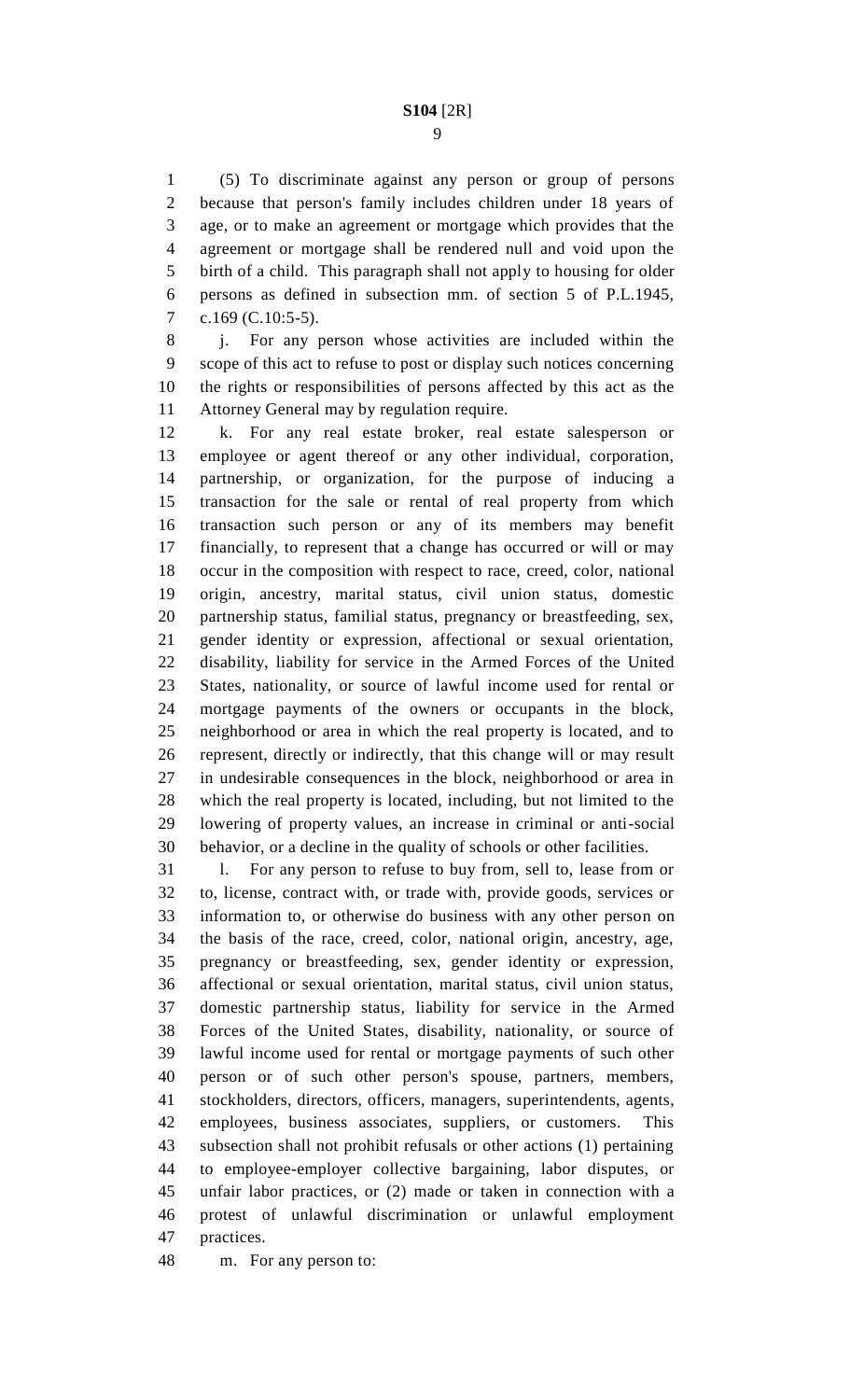(5) To discriminate against any person or group of persons because that person's family includes children under 18 years of age, or to make an agreement or mortgage which provides that the agreement or mortgage shall be rendered null and void upon the birth of a child. This paragraph shall not apply to housing for older persons as defined in subsection mm. of section 5 of P.L.1945, c.169 (C.10:5-5).

j. For any person whose activities are included within the scope of this act to refuse to post or display such notices concerning the rights or responsibilities of persons affected by this act as the Attorney General may by regulation require.

k. For any real estate broker, real estate salesperson or employee or agent thereof or any other individual, corporation, partnership, or organization, for the purpose of inducing a transaction for the sale or rental of real property from which transaction such person or any of its members may benefit financially, to represent that a change has occurred or will or may occur in the composition with respect to race, creed, color, national origin, ancestry, marital status, civil union status, domestic partnership status, familial status, pregnancy or breastfeeding, sex, gender identity or expression, affectional or sexual orientation, disability, liability for service in the Armed Forces of the United States, nationality, or source of lawful income used for rental or mortgage payments of the owners or occupants in the block, neighborhood or area in which the real property is located, and to represent, directly or indirectly, that this change will or may result in undesirable consequences in the block, neighborhood or area in which the real property is located, including, but not limited to the lowering of property values, an increase in criminal or anti-social behavior, or a decline in the quality of schools or other facilities.

l. For any person to refuse to buy from, sell to, lease from or to, license, contract with, or trade with, provide goods, services or information to, or otherwise do business with any other person on the basis of the race, creed, color, national origin, ancestry, age, pregnancy or breastfeeding, sex, gender identity or expression, affectional or sexual orientation, marital status, civil union status, domestic partnership status, liability for service in the Armed Forces of the United States, disability, nationality, or source of lawful income used for rental or mortgage payments of such other person or of such other person's spouse, partners, members, stockholders, directors, officers, managers, superintendents, agents, employees, business associates, suppliers, or customers. This subsection shall not prohibit refusals or other actions (1) pertaining to employee-employer collective bargaining, labor disputes, or unfair labor practices, or (2) made or taken in connection with a protest of unlawful discrimination or unlawful employment practices.

m. For any person to: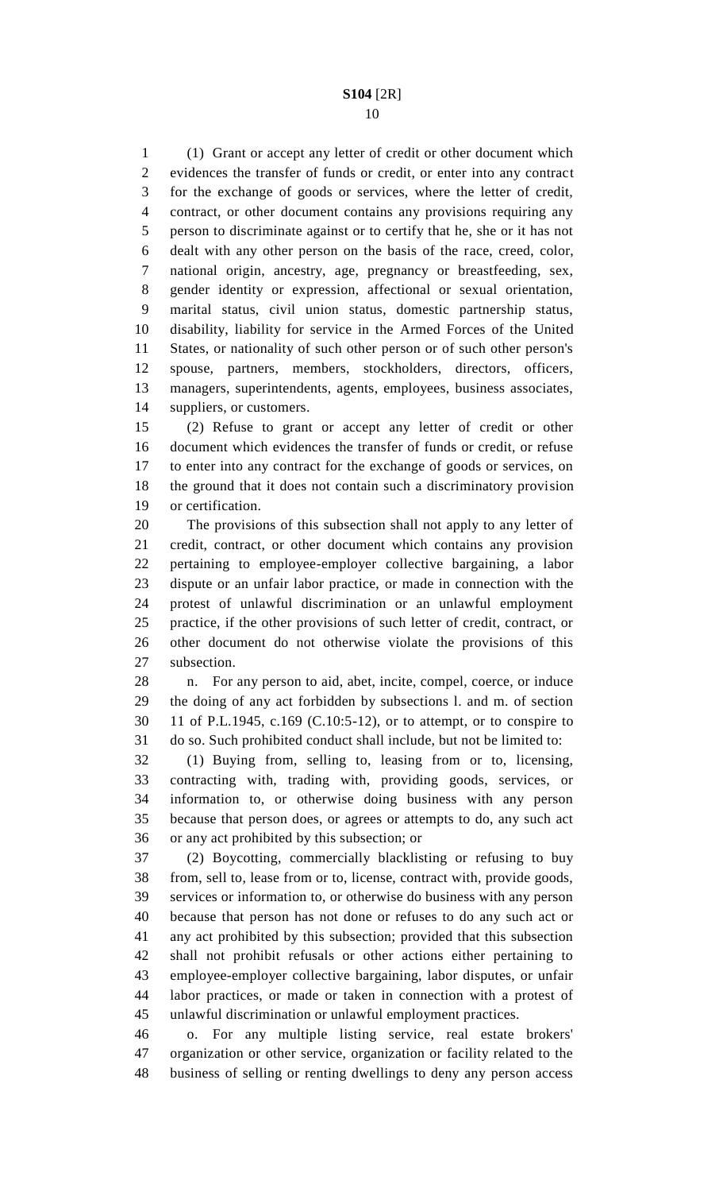(1) Grant or accept any letter of credit or other document which evidences the transfer of funds or credit, or enter into any contract for the exchange of goods or services, where the letter of credit, contract, or other document contains any provisions requiring any person to discriminate against or to certify that he, she or it has not dealt with any other person on the basis of the race, creed, color, national origin, ancestry, age, pregnancy or breastfeeding, sex, gender identity or expression, affectional or sexual orientation, marital status, civil union status, domestic partnership status, disability, liability for service in the Armed Forces of the United States, or nationality of such other person or of such other person's spouse, partners, members, stockholders, directors, officers, managers, superintendents, agents, employees, business associates, suppliers, or customers.

(2) Refuse to grant or accept any letter of credit or other document which evidences the transfer of funds or credit, or refuse to enter into any contract for the exchange of goods or services, on the ground that it does not contain such a discriminatory provision or certification.

The provisions of this subsection shall not apply to any letter of credit, contract, or other document which contains any provision pertaining to employee-employer collective bargaining, a labor dispute or an unfair labor practice, or made in connection with the protest of unlawful discrimination or an unlawful employment practice, if the other provisions of such letter of credit, contract, or other document do not otherwise violate the provisions of this subsection.

n. For any person to aid, abet, incite, compel, coerce, or induce the doing of any act forbidden by subsections l. and m. of section 11 of P.L.1945, c.169 (C.10:5-12), or to attempt, or to conspire to do so. Such prohibited conduct shall include, but not be limited to:

(1) Buying from, selling to, leasing from or to, licensing, contracting with, trading with, providing goods, services, or information to, or otherwise doing business with any person because that person does, or agrees or attempts to do, any such act or any act prohibited by this subsection; or

(2) Boycotting, commercially blacklisting or refusing to buy from, sell to, lease from or to, license, contract with, provide goods, services or information to, or otherwise do business with any person because that person has not done or refuses to do any such act or any act prohibited by this subsection; provided that this subsection shall not prohibit refusals or other actions either pertaining to employee-employer collective bargaining, labor disputes, or unfair labor practices, or made or taken in connection with a protest of unlawful discrimination or unlawful employment practices.

o. For any multiple listing service, real estate brokers' organization or other service, organization or facility related to the business of selling or renting dwellings to deny any person access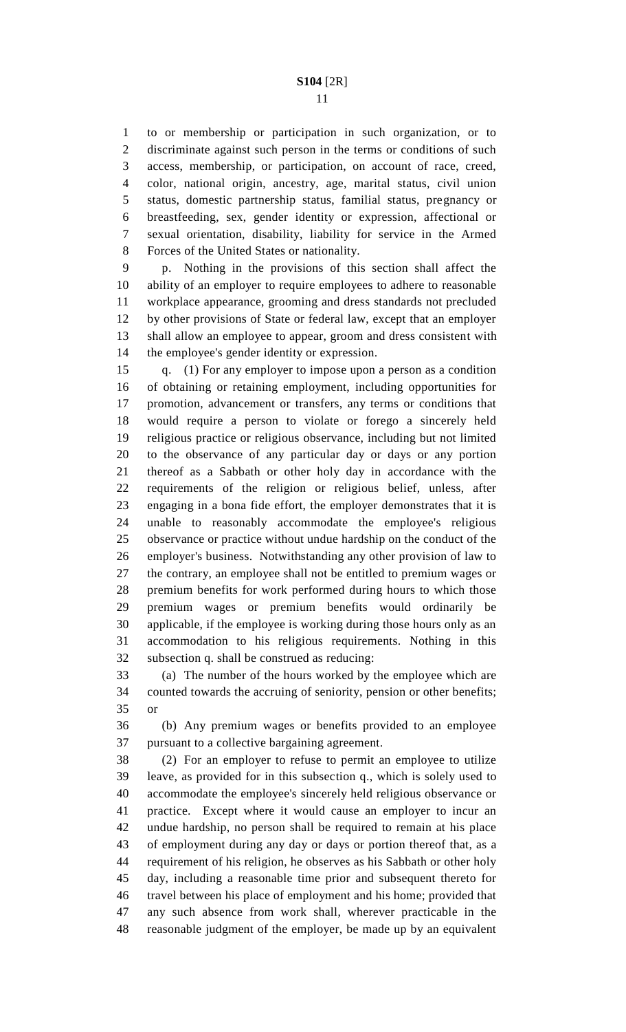to or membership or participation in such organization, or to discriminate against such person in the terms or conditions of such access, membership, or participation, on account of race, creed, color, national origin, ancestry, age, marital status, civil union status, domestic partnership status, familial status, pregnancy or breastfeeding, sex, gender identity or expression, affectional or sexual orientation, disability, liability for service in the Armed Forces of the United States or nationality.

p. Nothing in the provisions of this section shall affect the ability of an employer to require employees to adhere to reasonable workplace appearance, grooming and dress standards not precluded by other provisions of State or federal law, except that an employer shall allow an employee to appear, groom and dress consistent with the employee's gender identity or expression.

q. (1) For any employer to impose upon a person as a condition of obtaining or retaining employment, including opportunities for promotion, advancement or transfers, any terms or conditions that would require a person to violate or forego a sincerely held religious practice or religious observance, including but not limited to the observance of any particular day or days or any portion thereof as a Sabbath or other holy day in accordance with the requirements of the religion or religious belief, unless, after engaging in a bona fide effort, the employer demonstrates that it is unable to reasonably accommodate the employee's religious observance or practice without undue hardship on the conduct of the employer's business. Notwithstanding any other provision of law to the contrary, an employee shall not be entitled to premium wages or premium benefits for work performed during hours to which those premium wages or premium benefits would ordinarily be applicable, if the employee is working during those hours only as an accommodation to his religious requirements. Nothing in this subsection q. shall be construed as reducing:

(a) The number of the hours worked by the employee which are counted towards the accruing of seniority, pension or other benefits; or

(b) Any premium wages or benefits provided to an employee pursuant to a collective bargaining agreement.

(2) For an employer to refuse to permit an employee to utilize leave, as provided for in this subsection q., which is solely used to accommodate the employee's sincerely held religious observance or practice. Except where it would cause an employer to incur an undue hardship, no person shall be required to remain at his place of employment during any day or days or portion thereof that, as a requirement of his religion, he observes as his Sabbath or other holy day, including a reasonable time prior and subsequent thereto for travel between his place of employment and his home; provided that any such absence from work shall, wherever practicable in the reasonable judgment of the employer, be made up by an equivalent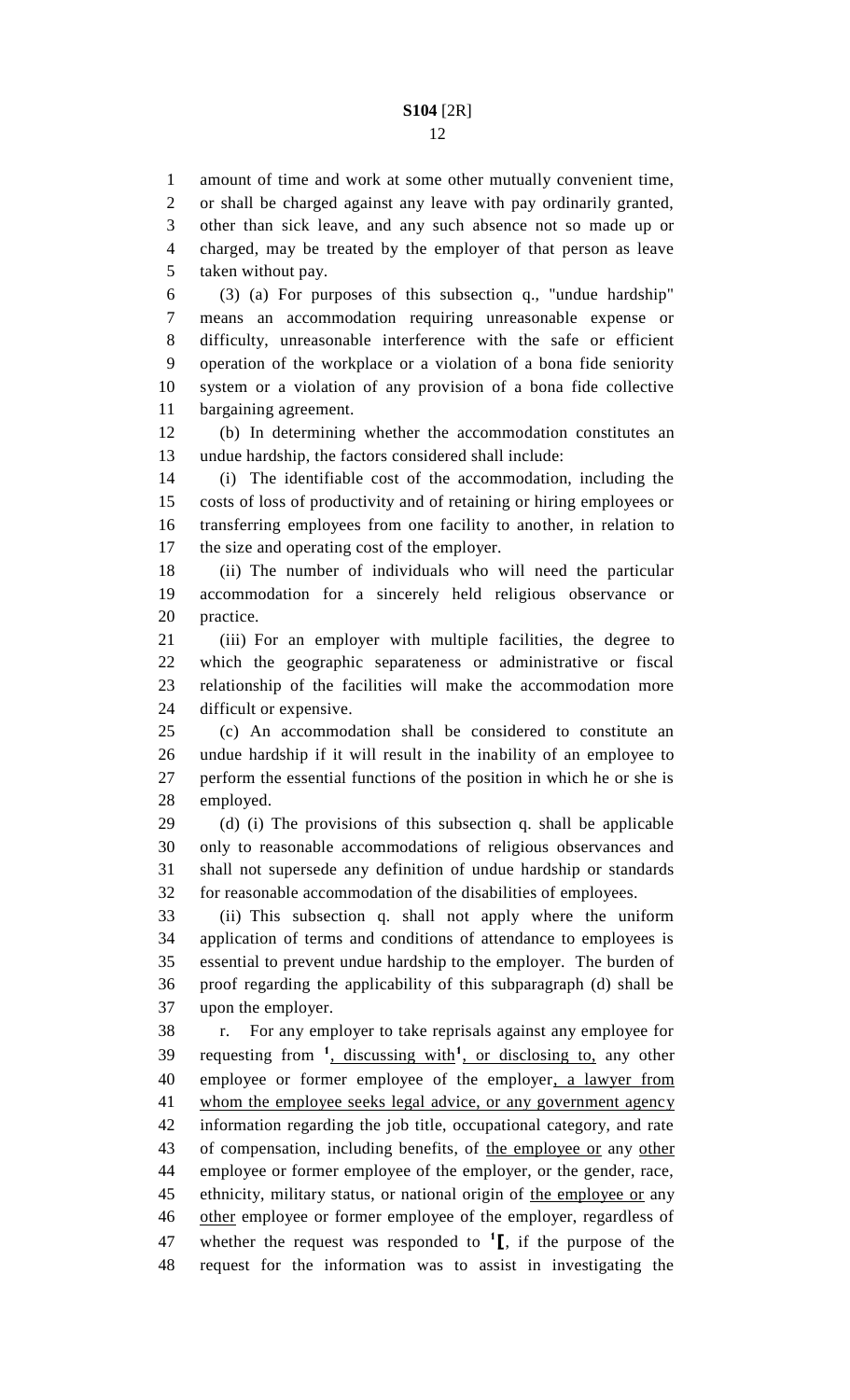amount of time and work at some other mutually convenient time, or shall be charged against any leave with pay ordinarily granted, other than sick leave, and any such absence not so made up or charged, may be treated by the employer of that person as leave taken without pay.

(3) (a) For purposes of this subsection q., "undue hardship" means an accommodation requiring unreasonable expense or difficulty, unreasonable interference with the safe or efficient operation of the workplace or a violation of a bona fide seniority system or a violation of any provision of a bona fide collective bargaining agreement.

(b) In determining whether the accommodation constitutes an undue hardship, the factors considered shall include:

(i) The identifiable cost of the accommodation, including the costs of loss of productivity and of retaining or hiring employees or transferring employees from one facility to another, in relation to the size and operating cost of the employer.

(ii) The number of individuals who will need the particular accommodation for a sincerely held religious observance or practice.

(iii) For an employer with multiple facilities, the degree to which the geographic separateness or administrative or fiscal relationship of the facilities will make the accommodation more difficult or expensive.

(c) An accommodation shall be considered to constitute an undue hardship if it will result in the inability of an employee to perform the essential functions of the position in which he or she is employed.

(d) (i) The provisions of this subsection q. shall be applicable only to reasonable accommodations of religious observances and shall not supersede any definition of undue hardship or standards for reasonable accommodation of the disabilities of employees.

(ii) This subsection q. shall not apply where the uniform application of terms and conditions of attendance to employees is essential to prevent undue hardship to the employer. The burden of proof regarding the applicability of this subparagraph (d) shall be upon the employer.

r. For any employer to take reprisals against any employee for requesting from [1], discussing with[1], or disclosing to, any other employee or former employee of the employer, a lawyer from whom the employee seeks legal advice, or any government agency information regarding the job title, occupational category, and rate of compensation, including benefits, of the employee or any other employee or former employee of the employer, or the gender, race, ethnicity, military status, or national origin of the employee or any other employee or former employee of the employer, regardless of whether the request was responded to [1][, if the purpose of the request for the information was to assist in investigating the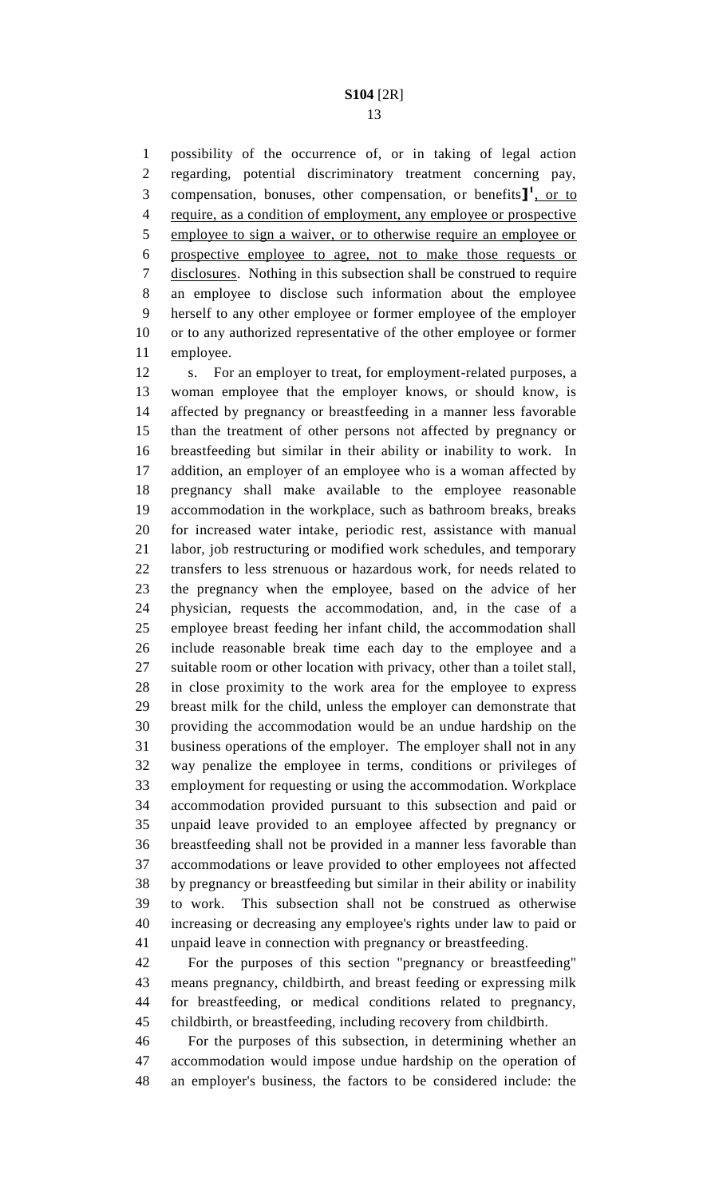possibility of the occurrence of, or in taking of legal action regarding, potential discriminatory treatment concerning pay, compensation, bonuses, other compensation, or benefits][1], or to require, as a condition of employment, any employee or prospective employee to sign a waiver, or to otherwise require an employee or prospective employee to agree, not to make those requests or disclosures. Nothing in this subsection shall be construed to require an employee to disclose such information about the employee herself to any other employee or former employee of the employer or to any authorized representative of the other employee or former employee.

s. For an employer to treat, for employment-related purposes, a woman employee that the employer knows, or should know, is affected by pregnancy or breastfeeding in a manner less favorable than the treatment of other persons not affected by pregnancy or breastfeeding but similar in their ability or inability to work. In addition, an employer of an employee who is a woman affected by pregnancy shall make available to the employee reasonable accommodation in the workplace, such as bathroom breaks, breaks for increased water intake, periodic rest, assistance with manual labor, job restructuring or modified work schedules, and temporary transfers to less strenuous or hazardous work, for needs related to the pregnancy when the employee, based on the advice of her physician, requests the accommodation, and, in the case of a employee breast feeding her infant child, the accommodation shall include reasonable break time each day to the employee and a suitable room or other location with privacy, other than a toilet stall, in close proximity to the work area for the employee to express breast milk for the child, unless the employer can demonstrate that providing the accommodation would be an undue hardship on the business operations of the employer. The employer shall not in any way penalize the employee in terms, conditions or privileges of employment for requesting or using the accommodation. Workplace accommodation provided pursuant to this subsection and paid or unpaid leave provided to an employee affected by pregnancy or breastfeeding shall not be provided in a manner less favorable than accommodations or leave provided to other employees not affected by pregnancy or breastfeeding but similar in their ability or inability to work. This subsection shall not be construed as otherwise increasing or decreasing any employee's rights under law to paid or unpaid leave in connection with pregnancy or breastfeeding.

For the purposes of this section "pregnancy or breastfeeding" means pregnancy, childbirth, and breast feeding or expressing milk for breastfeeding, or medical conditions related to pregnancy, childbirth, or breastfeeding, including recovery from childbirth.

For the purposes of this subsection, in determining whether an accommodation would impose undue hardship on the operation of an employer's business, the factors to be considered include: the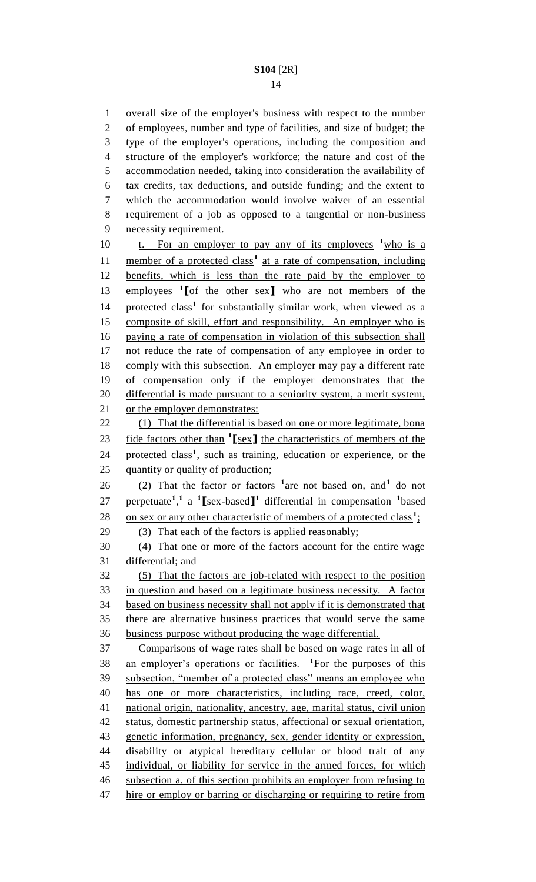overall size of the employer's business with respect to the number of employees, number and type of facilities, and size of budget; the type of the employer's operations, including the composition and structure of the employer's workforce; the nature and cost of the accommodation needed, taking into consideration the availability of tax credits, tax deductions, and outside funding; and the extent to which the accommodation would involve waiver of an essential requirement of a job as opposed to a tangential or non-business necessity requirement.

t. For an employer to pay any of its employees [1]who is a member of a protected class[1] at a rate of compensation, including benefits, which is less than the rate paid by the employer to employees [1]【of the other sex】 who are not members of the protected class[1] for substantially similar work, when viewed as a composite of skill, effort and responsibility. An employer who is paying a rate of compensation in violation of this subsection shall not reduce the rate of compensation of any employee in order to comply with this subsection. An employer may pay a different rate of compensation only if the employer demonstrates that the differential is made pursuant to a seniority system, a merit system, or the employer demonstrates:

(1) That the differential is based on one or more legitimate, bona fide factors other than [1]【sex】 the characteristics of members of the protected class[1], such as training, education or experience, or the quantity or quality of production;

(2) That the factor or factors [1]are not based on, and[1] do not perpetuate[1],[1] a [1]【sex-based】[1] differential in compensation [1]based on sex or any other characteristic of members of a protected class[1];

(3) That each of the factors is applied reasonably;

(4) That one or more of the factors account for the entire wage differential; and

(5) That the factors are job-related with respect to the position in question and based on a legitimate business necessity. A factor based on business necessity shall not apply if it is demonstrated that there are alternative business practices that would serve the same business purpose without producing the wage differential.

Comparisons of wage rates shall be based on wage rates in all of an employer's operations or facilities. [1]For the purposes of this subsection, "member of a protected class" means an employee who has one or more characteristics, including race, creed, color, national origin, nationality, ancestry, age, marital status, civil union status, domestic partnership status, affectional or sexual orientation, genetic information, pregnancy, sex, gender identity or expression, disability or atypical hereditary cellular or blood trait of any individual, or liability for service in the armed forces, for which subsection a. of this section prohibits an employer from refusing to hire or employ or barring or discharging or requiring to retire from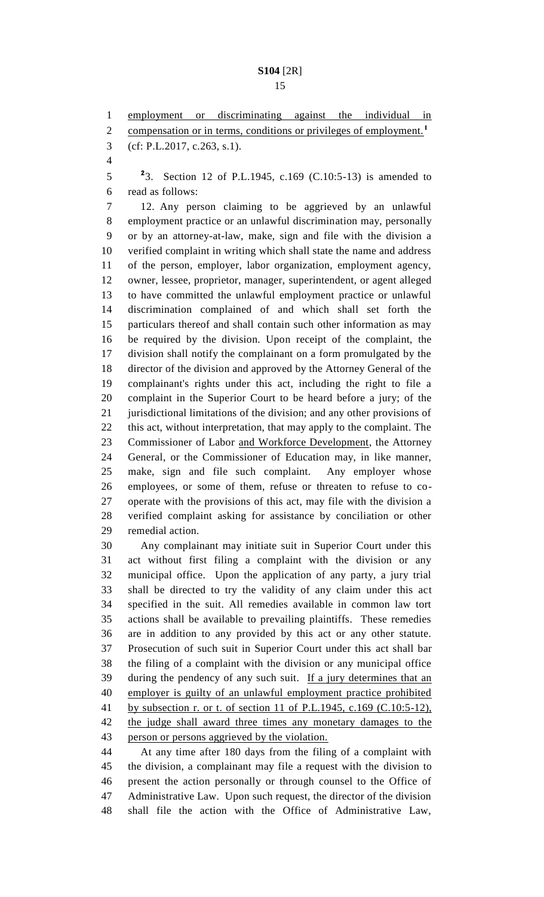employment or discriminating against the individual in compensation or in terms, conditions or privileges of employment.[1]

(cf: P.L.2017, c.263, s.1).

[2]3. Section 12 of P.L.1945, c.169 (C.10:5-13) is amended to read as follows:

12. Any person claiming to be aggrieved by an unlawful employment practice or an unlawful discrimination may, personally or by an attorney-at-law, make, sign and file with the division a verified complaint in writing which shall state the name and address of the person, employer, labor organization, employment agency, owner, lessee, proprietor, manager, superintendent, or agent alleged to have committed the unlawful employment practice or unlawful discrimination complained of and which shall set forth the particulars thereof and shall contain such other information as may be required by the division. Upon receipt of the complaint, the division shall notify the complainant on a form promulgated by the director of the division and approved by the Attorney General of the complainant's rights under this act, including the right to file a complaint in the Superior Court to be heard before a jury; of the jurisdictional limitations of the division; and any other provisions of this act, without interpretation, that may apply to the complaint. The Commissioner of Labor and Workforce Development, the Attorney General, or the Commissioner of Education may, in like manner, make, sign and file such complaint. Any employer whose employees, or some of them, refuse or threaten to refuse to co-operate with the provisions of this act, may file with the division a verified complaint asking for assistance by conciliation or other remedial action.

Any complainant may initiate suit in Superior Court under this act without first filing a complaint with the division or any municipal office. Upon the application of any party, a jury trial shall be directed to try the validity of any claim under this act specified in the suit. All remedies available in common law tort actions shall be available to prevailing plaintiffs. These remedies are in addition to any provided by this act or any other statute. Prosecution of such suit in Superior Court under this act shall bar the filing of a complaint with the division or any municipal office during the pendency of any such suit. If a jury determines that an employer is guilty of an unlawful employment practice prohibited by subsection r. or t. of section 11 of P.L.1945, c.169 (C.10:5-12), the judge shall award three times any monetary damages to the person or persons aggrieved by the violation.

At any time after 180 days from the filing of a complaint with the division, a complainant may file a request with the division to present the action personally or through counsel to the Office of Administrative Law. Upon such request, the director of the division shall file the action with the Office of Administrative Law,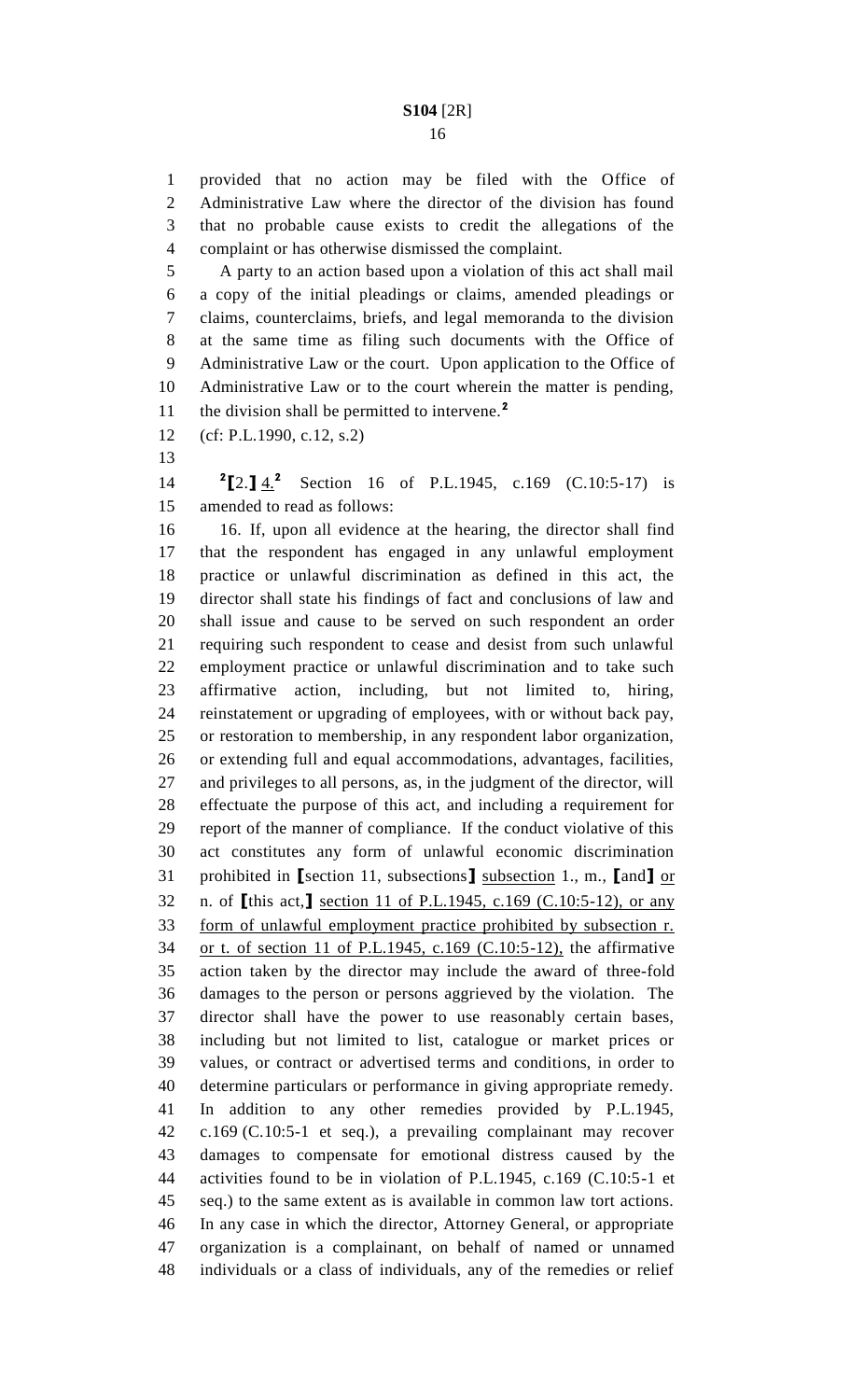provided that no action may be filed with the Office of Administrative Law where the director of the division has found that no probable cause exists to credit the allegations of the complaint or has otherwise dismissed the complaint.

A party to an action based upon a violation of this act shall mail a copy of the initial pleadings or claims, amended pleadings or claims, counterclaims, briefs, and legal memoranda to the division at the same time as filing such documents with the Office of Administrative Law or the court. Upon application to the Office of Administrative Law or to the court wherein the matter is pending, the division shall be permitted to intervene.[2]

(cf: P.L.1990, c.12, s.2)

[2]【2.】 4.[2] Section 16 of P.L.1945, c.169 (C.10:5-17) is amended to read as follows:

16. If, upon all evidence at the hearing, the director shall find that the respondent has engaged in any unlawful employment practice or unlawful discrimination as defined in this act, the director shall state his findings of fact and conclusions of law and shall issue and cause to be served on such respondent an order requiring such respondent to cease and desist from such unlawful employment practice or unlawful discrimination and to take such affirmative action, including, but not limited to, hiring, reinstatement or upgrading of employees, with or without back pay, or restoration to membership, in any respondent labor organization, or extending full and equal accommodations, advantages, facilities, and privileges to all persons, as, in the judgment of the director, will effectuate the purpose of this act, and including a requirement for report of the manner of compliance. If the conduct violative of this act constitutes any form of unlawful economic discrimination prohibited in 【section 11, subsections】 subsection l., m., 【and】 or n. of 【this act,】 section 11 of P.L.1945, c.169 (C.10:5-12), or any form of unlawful employment practice prohibited by subsection r. or t. of section 11 of P.L.1945, c.169 (C.10:5-12), the affirmative action taken by the director may include the award of three-fold damages to the person or persons aggrieved by the violation. The director shall have the power to use reasonably certain bases, including but not limited to list, catalogue or market prices or values, or contract or advertised terms and conditions, in order to determine particulars or performance in giving appropriate remedy. In addition to any other remedies provided by P.L.1945, c.169 (C.10:5-1 et seq.), a prevailing complainant may recover damages to compensate for emotional distress caused by the activities found to be in violation of P.L.1945, c.169 (C.10:5-1 et seq.) to the same extent as is available in common law tort actions. In any case in which the director, Attorney General, or appropriate organization is a complainant, on behalf of named or unnamed individuals or a class of individuals, any of the remedies or relief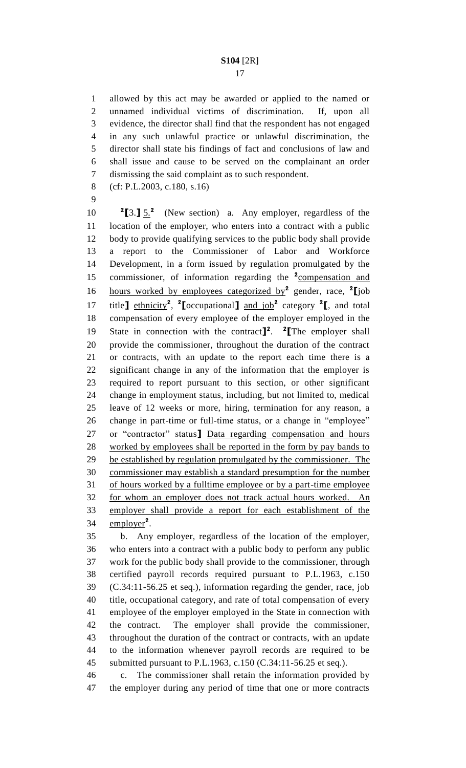allowed by this act may be awarded or applied to the named or unnamed individual victims of discrimination. If, upon all evidence, the director shall find that the respondent has not engaged in any such unlawful practice or unlawful discrimination, the director shall state his findings of fact and conclusions of law and shall issue and cause to be served on the complainant an order dismissing the said complaint as to such respondent.

(cf: P.L.2003, c.180, s.16)

[2][3.] 5.[2] (New section) a. Any employer, regardless of the location of the employer, who enters into a contract with a public body to provide qualifying services to the public body shall provide a report to the Commissioner of Labor and Workforce Development, in a form issued by regulation promulgated by the commissioner, of information regarding the [2]compensation and hours worked by employees categorized by[2] gender, race, [2][job title] ethnicity[2], [2][occupational] and job[2] category [2][, and total compensation of every employee of the employer employed in the State in connection with the contract][2]. [2][The employer shall provide the commissioner, throughout the duration of the contract or contracts, with an update to the report each time there is a significant change in any of the information that the employer is required to report pursuant to this section, or other significant change in employment status, including, but not limited to, medical leave of 12 weeks or more, hiring, termination for any reason, a change in part-time or full-time status, or a change in "employee" or "contractor" status] Data regarding compensation and hours worked by employees shall be reported in the form by pay bands to be established by regulation promulgated by the commissioner. The commissioner may establish a standard presumption for the number of hours worked by a fulltime employee or by a part-time employee for whom an employer does not track actual hours worked. An employer shall provide a report for each establishment of the employer[2].

b. Any employer, regardless of the location of the employer, who enters into a contract with a public body to perform any public work for the public body shall provide to the commissioner, through certified payroll records required pursuant to P.L.1963, c.150 (C.34:11-56.25 et seq.), information regarding the gender, race, job title, occupational category, and rate of total compensation of every employee of the employer employed in the State in connection with the contract. The employer shall provide the commissioner, throughout the duration of the contract or contracts, with an update to the information whenever payroll records are required to be submitted pursuant to P.L.1963, c.150 (C.34:11-56.25 et seq.).

c. The commissioner shall retain the information provided by the employer during any period of time that one or more contracts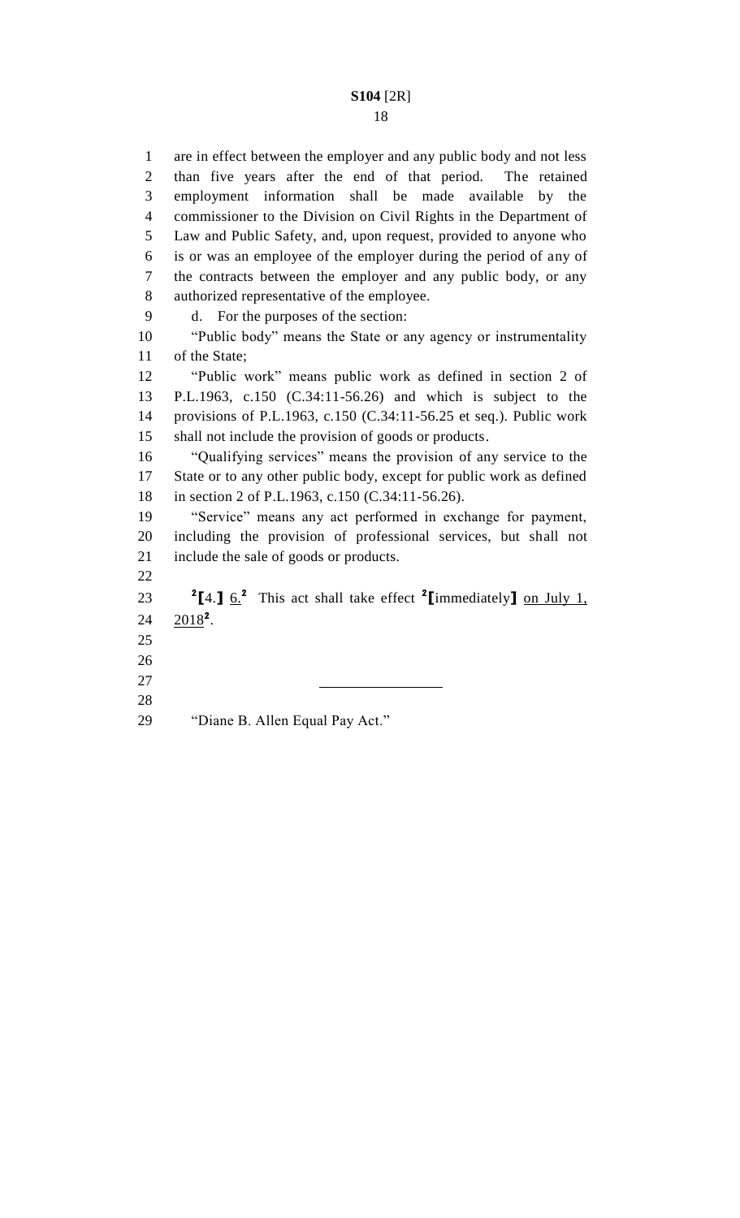are in effect between the employer and any public body and not less than five years after the end of that period. The retained employment information shall be made available by the commissioner to the Division on Civil Rights in the Department of Law and Public Safety, and, upon request, provided to anyone who is or was an employee of the employer during the period of any of the contracts between the employer and any public body, or any authorized representative of the employee.

d. For the purposes of the section:

"Public body" means the State or any agency or instrumentality of the State;

"Public work" means public work as defined in section 2 of P.L.1963, c.150 (C.34:11-56.26) and which is subject to the provisions of P.L.1963, c.150 (C.34:11-56.25 et seq.). Public work shall not include the provision of goods or products.

"Qualifying services" means the provision of any service to the State or to any other public body, except for public work as defined in section 2 of P.L.1963, c.150 (C.34:11-56.26).

"Service" means any act performed in exchange for payment, including the provision of professional services, but shall not include the sale of goods or products.

[2]【4.】 6.[2] This act shall take effect [2]【immediately】 on July 1, 2018[2].

---

"Diane B. Allen Equal Pay Act."